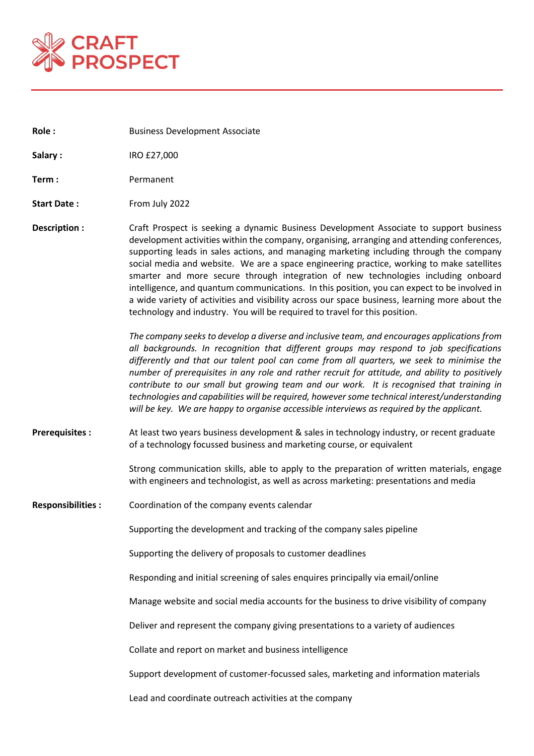# CRAFT PROSPECT

**Role :** Business Development Associate

**Salary :** IRO £27,000

**Term :** Permanent

**Start Date :** From July 2022

**Description :** Craft Prospect is seeking a dynamic Business Development Associate to support business development activities within the company, organising, arranging and attending conferences, supporting leads in sales actions, and managing marketing including through the company social media and website. We are a space engineering practice, working to make satellites smarter and more secure through integration of new technologies including onboard intelligence, and quantum communications. In this position, you can expect to be involved in a wide variety of activities and visibility across our space business, learning more about the technology and industry. You will be required to travel for this position.

*The company seeks to develop a diverse and inclusive team, and encourages applications from all backgrounds. In recognition that different groups may respond to job specifications differently and that our talent pool can come from all quarters, we seek to minimise the number of prerequisites in any role and rather recruit for attitude, and ability to positively contribute to our small but growing team and our work. It is recognised that training in technologies and capabilities will be required, however some technical interest/understanding will be key. We are happy to organise accessible interviews as required by the applicant.*

**Prerequisites :**

At least two years business development & sales in technology industry, or recent graduate of a technology focussed business and marketing course, or equivalent

Strong communication skills, able to apply to the preparation of written materials, engage with engineers and technologist, as well as across marketing: presentations and media

**Responsibilities :**

Coordination of the company events calendar

Supporting the development and tracking of the company sales pipeline

Supporting the delivery of proposals to customer deadlines

Responding and initial screening of sales enquires principally via email/online

Manage website and social media accounts for the business to drive visibility of company

Deliver and represent the company giving presentations to a variety of audiences

Collate and report on market and business intelligence

Support development of customer-focussed sales, marketing and information materials

Lead and coordinate outreach activities at the company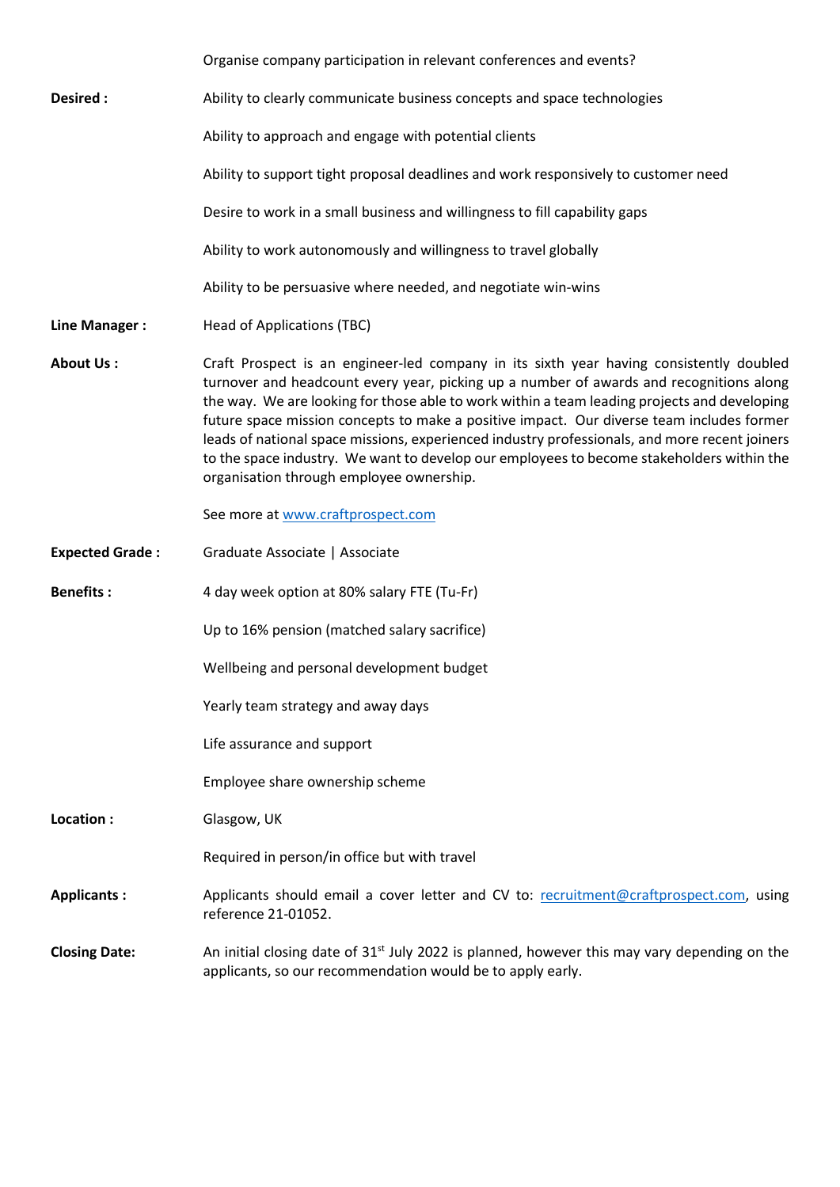Organise company participation in relevant conferences and events?

**Desired :**

Ability to clearly communicate business concepts and space technologies

Ability to approach and engage with potential clients

Ability to support tight proposal deadlines and work responsively to customer need

Desire to work in a small business and willingness to fill capability gaps

Ability to work autonomously and willingness to travel globally

Ability to be persuasive where needed, and negotiate win-wins

**Line Manager :** Head of Applications (TBC)

**About Us :** Craft Prospect is an engineer-led company in its sixth year having consistently doubled turnover and headcount every year, picking up a number of awards and recognitions along the way. We are looking for those able to work within a team leading projects and developing future space mission concepts to make a positive impact. Our diverse team includes former leads of national space missions, experienced industry professionals, and more recent joiners to the space industry. We want to develop our employees to become stakeholders within the organisation through employee ownership.

See more at [www.craftprospect.com](http://www.craftprospect.com)

**Expected Grade :** Graduate Associate | Associate

**Benefits :**

4 day week option at 80% salary FTE (Tu-Fr)

Up to 16% pension (matched salary sacrifice)

Wellbeing and personal development budget

Yearly team strategy and away days

Life assurance and support

Employee share ownership scheme

**Location :** Glasgow, UK

Required in person/in office but with travel

**Applicants :** Applicants should email a cover letter and CV to: [recruitment@craftprospect.com](mailto:recruitment@craftprospect.com), using reference 21-01052.

**Closing Date:** An initial closing date of 31st July 2022 is planned, however this may vary depending on the applicants, so our recommendation would be to apply early.